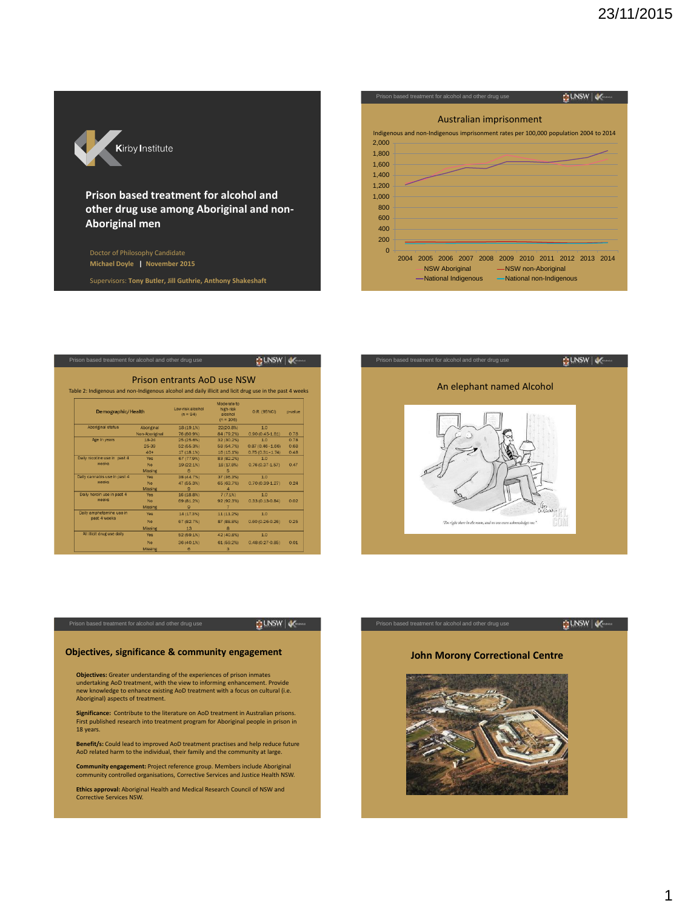# Prison based treatment for alcohol and other drug use among Aboriginal and non-Aboriginal men

Doctor of Philosophy Candidate

**Michael Doyle | November 2015**

Supervisors: **Tony Butler, Jill Guthrie, Anthony Shakeshaft**

---

## Australian imprisonment

Indigenous and non-Indigenous imprisonment rates per 100,000 population 2004 to 2014

Legend: NSW Aboriginal; NSW non-Aboriginal; National Indigenous; National non-Indigenous

---

## Prison entrants AoD use NSW

Table 2: Indigenous and non-Indigenous alcohol and daily illicit and licit drug use in the past 4 weeks

| Demographic/Health | | Low risk alcohol (n = 94) | Moderate to high risk alcohol (n = 106) | O.R. (95%CI) | p-value |
|---|---|---|---|---|---|
| Aboriginal status | Aboriginal | 18 (19.1%) | 22(20.8%) | 1.0 | |
| | Non-Aboriginal | 76 (80.9%) | 84 (79.2%) | 0.90 (0.45-1.81) | 0.78 |
| Age in years | 18-24 | 25 (25.6%) | 32 (30.2%) | 1.0 | 0.78 |
| | 25-39 | 52 (55.3%) | 58 (54.7%) | 0.87 (0.46-1.66) | 0.68 |
| | 40+ | 17 (18.1%) | 16 (15.1%) | 0.75 (0.31-1.74) | 0.48 |
| Daily nicotine use in past 4 weeks | Yes | 67 (77.9%) | 83 (82.2%) | 1.0 | |
| | No | 19 (22.1%) | 18 (17.8%) | 0.76 (0.37-1.57) | 0.47 |
| | Missing | 8 | 5 | | |
| Daily cannabis use in past 4 weeks | Yes | 38 (44.7%) | 37 (36.3%) | 1.0 | |
| | No | 47 (55.3%) | 65 (63.7%) | 0.70 (0.39-1.27) | 0.24 |
| | Missing | 9 | 4 | | |
| Daily heroin use in past 4 weeks | Yes | 16 (18.8%) | 7 (7.1%) | 1.0 | |
| | No | 69 (81.2%) | 92 (92.9%) | 0.33 (0.13-0.84) | 0.02 |
| | Missing | 9 | 7 | | |
| Daily amphetamine use in past 4 weeks | Yes | 14 (17.3%) | 11 (11.2%) | 1.0 | |
| | No | 67 (82.7%) | 87 (88.8%) | 0.60 (0.26-0.26) | 0.25 |
| | Missing | 13 | 8 | | |
| All illicit drug use daily | Yes | 52 (59.1%) | 42 (40.8%) | 1.0 | |
| | No | 36 (40.1%) | 61 (59.2%) | 0.48 (0.27-0.85) | 0.01 |
| | Missing | 6 | 3 | | |

---

## An elephant named Alcohol

"I'm right there in the room, and no one even acknowledges me."

---

## Objectives, significance & community engagement

**Objectives:** Greater understanding of the experiences of prison inmates undertaking AoD treatment, with the view to informing enhancement. Provide new knowledge to enhance existing AoD treatment with a focus on cultural (i.e. Aboriginal) aspects of treatment.

**Significance:** Contribute to the literature on AoD treatment in Australian prisons. First published research into treatment program for Aboriginal people in prison in 18 years.

**Benefit/s:** Could lead to improved AoD treatment practises and help reduce future AoD related harm to the individual, their family and the community at large.

**Community engagement:** Project reference group. Members include Aboriginal community controlled organisations, Corrective Services and Justice Health NSW.

**Ethics approval:** Aboriginal Health and Medical Research Council of NSW and Corrective Services NSW.

---

## John Morony Correctional Centre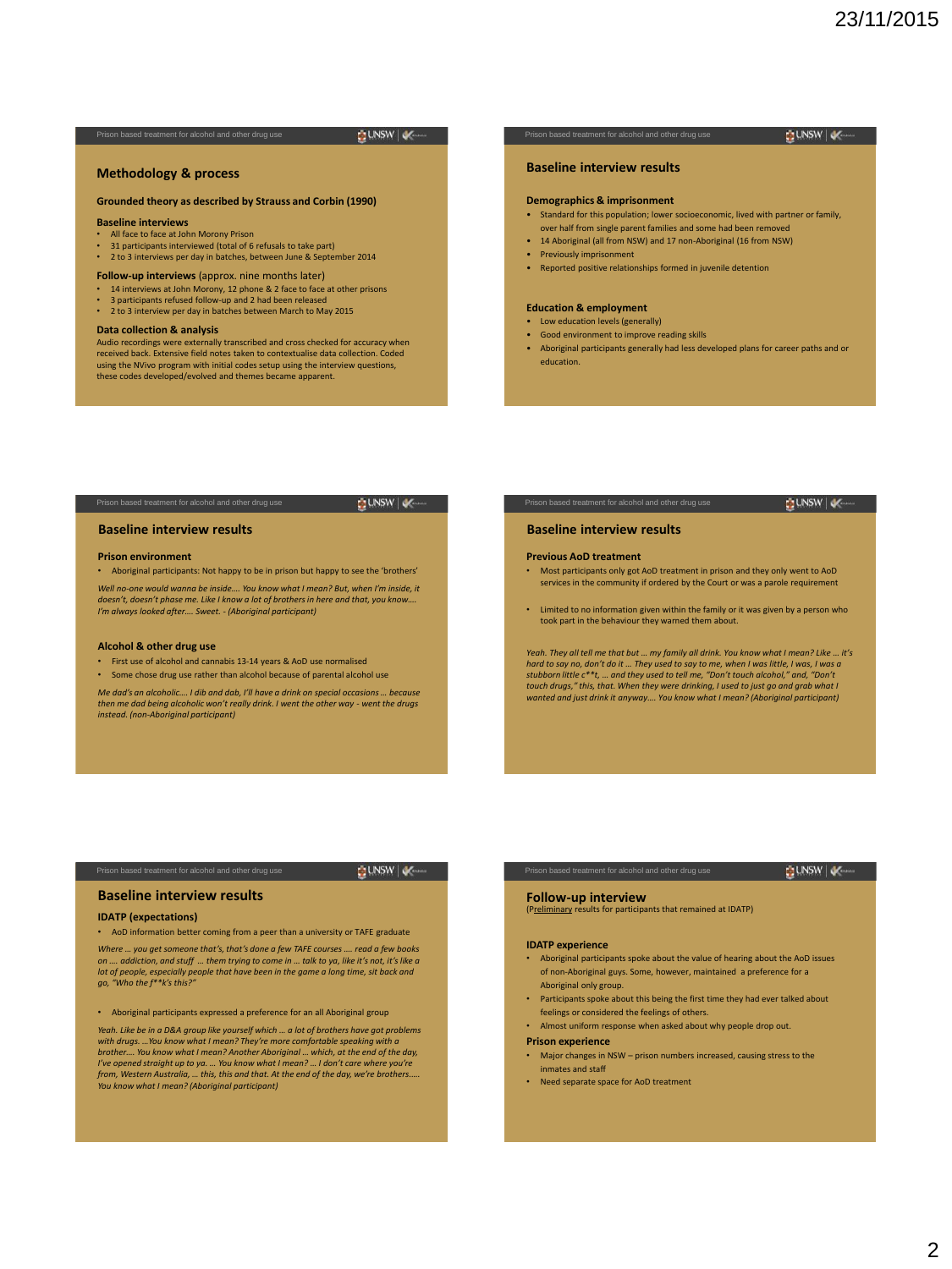## Methodology & process

**Grounded theory as described by Strauss and Corbin (1990)**

**Baseline interviews**

- All face to face at John Morony Prison
- 31 participants interviewed (total of 6 refusals to take part)
- 2 to 3 interviews per day in batches, between June & September 2014

**Follow-up interviews** (approx. nine months later)

- 14 interviews at John Morony, 12 phone & 2 face to face at other prisons
- 3 participants refused follow-up and 2 had been released
- 2 to 3 interview per day in batches between March to May 2015

**Data collection & analysis**

Audio recordings were externally transcribed and cross checked for accuracy when received back. Extensive field notes taken to contextualise data collection. Coded using the NVivo program with initial codes setup using the interview questions, these codes developed/evolved and themes became apparent.

## Baseline interview results

**Demographics & imprisonment**

- Standard for this population; lower socioeconomic, lived with partner or family, over half from single parent families and some had been removed
- 14 Aboriginal (all from NSW) and 17 non-Aboriginal (16 from NSW)
- Previously imprisonment
- Reported positive relationships formed in juvenile detention

**Education & employment**

- Low education levels (generally)
- Good environment to improve reading skills
- Aboriginal participants generally had less developed plans for career paths and or education.

## Baseline interview results

**Prison environment**

- Aboriginal participants: Not happy to be in prison but happy to see the 'brothers'

*Well no-one would wanna be inside…. You know what I mean? But, when I'm inside, it doesn't, doesn't phase me. Like I know a lot of brothers in here and that, you know…. I'm always looked after…. Sweet. - (Aboriginal participant)*

**Alcohol & other drug use**

- First use of alcohol and cannabis 13-14 years & AoD use normalised
- Some chose drug use rather than alcohol because of parental alcohol use

*Me dad's an alcoholic…. I dib and dab, I'll have a drink on special occasions … because then me dad being alcoholic won't really drink. I went the other way - went the drugs instead. (non-Aboriginal participant)*

## Baseline interview results

**Previous AoD treatment**

- Most participants only got AoD treatment in prison and they only went to AoD services in the community if ordered by the Court or was a parole requirement
- Limited to no information given within the family or it was given by a person who took part in the behaviour they warned them about.

*Yeah. They all tell me that but … my family all drink. You know what I mean? Like … it's hard to say no, don't do it … They used to say to me, when I was little, I was, I was a stubborn little c**t, … and they used to tell me, "Don't touch alcohol," and, "Don't touch drugs," this, that. When they were drinking, I used to just go and grab what I wanted and just drink it anyway…. You know what I mean? (Aboriginal participant)*

## Baseline interview results

**IDATP (expectations)**

- AoD information better coming from a peer than a university or TAFE graduate

*Where … you get someone that's, that's done a few TAFE courses …. read a few books on …. addiction, and stuff … them trying to come in … talk to ya, like it's not, it's like a lot of people, especially people that have been in the game a long time, sit back and go, "Who the f**k's this?"*

- Aboriginal participants expressed a preference for an all Aboriginal group

*Yeah. Like be in a D&A group like yourself which … a lot of brothers have got problems with drugs. …You know what I mean? They're more comfortable speaking with a brother…. You know what I mean? Another Aboriginal … which, at the end of the day, I've opened straight up to ya. … You know what I mean? … I don't care where you're from, Western Australia, … this, this and that. At the end of the day, we're brothers….. You know what I mean? (Aboriginal participant)*

## Follow-up interview

(Preliminary results for participants that remained at IDATP)

**IDATP experience**

- Aboriginal participants spoke about the value of hearing about the AoD issues of non-Aboriginal guys. Some, however, maintained a preference for a Aboriginal only group.
- Participants spoke about this being the first time they had ever talked about feelings or considered the feelings of others.
- Almost uniform response when asked about why people drop out.

**Prison experience**

- Major changes in NSW – prison numbers increased, causing stress to the inmates and staff
- Need separate space for AoD treatment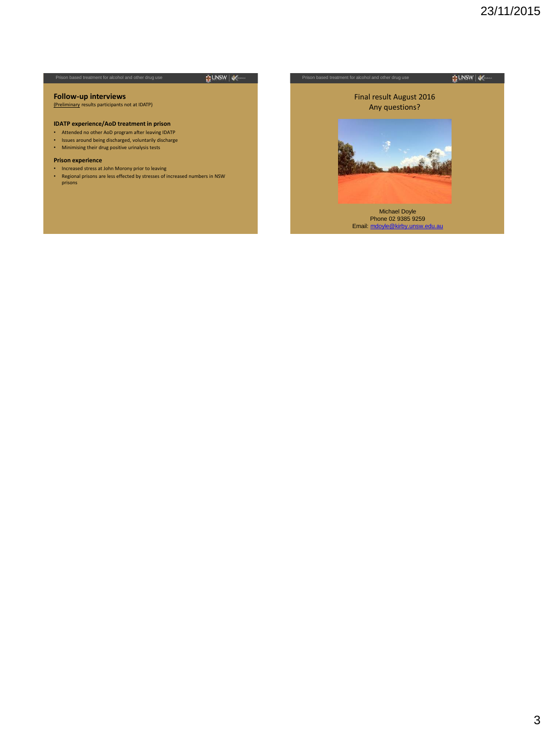## Follow-up interviews

(Preliminary results participants not at IDATP)

### IDATP experience/AoD treatment in prison

- Attended no other AoD program after leaving IDATP
- Issues around being discharged, voluntarily discharge
- Minimising their drug positive urinalysis tests

### Prison experience

- Increased stress at John Morony prior to leaving
- Regional prisons are less effected by stresses of increased numbers in NSW prisons

---

Final result August 2016

Any questions?

Michael Doyle
Phone 02 9385 9259
Email: mdoyle@kirby.unsw.edu.au